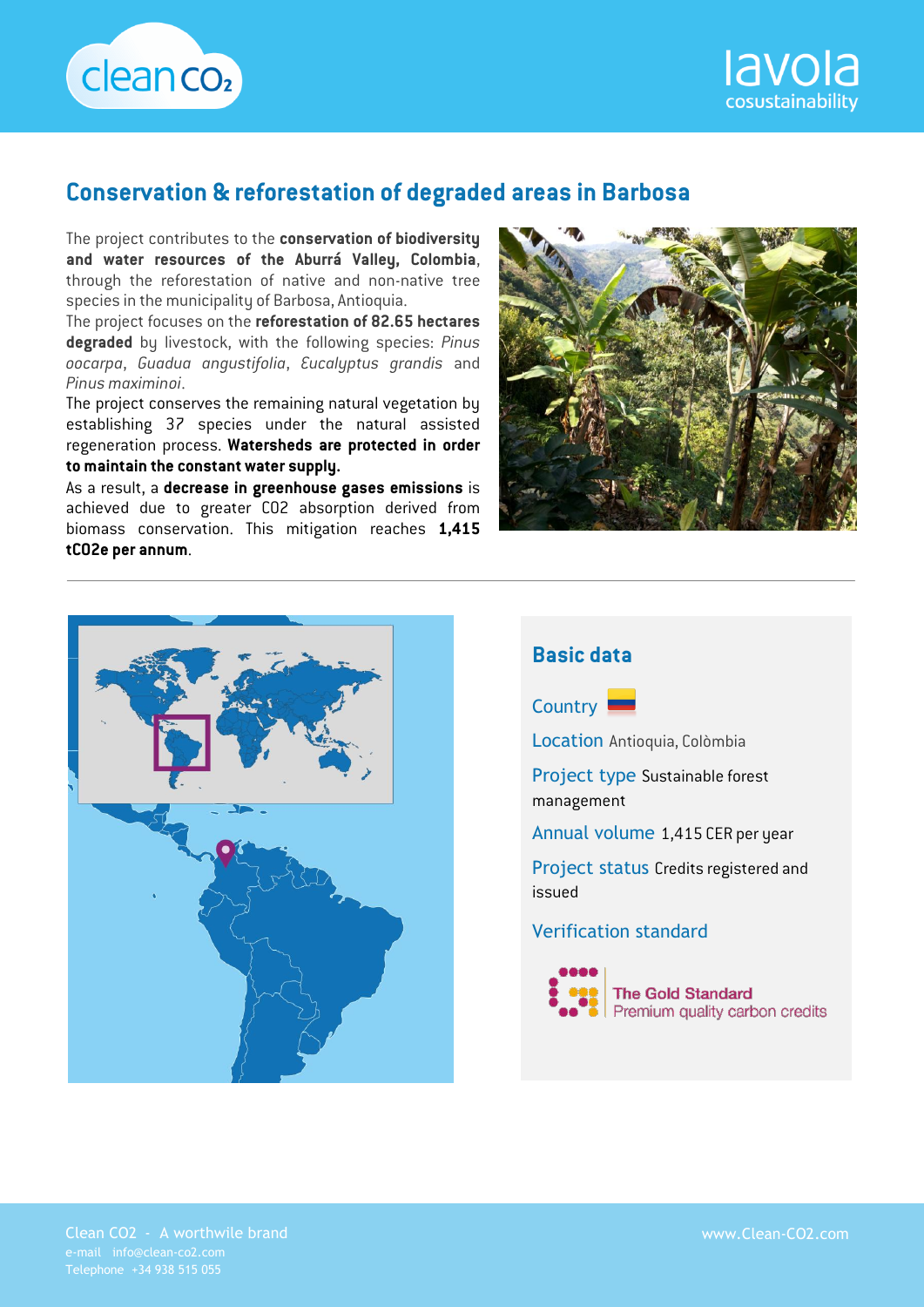clean co₂

lavola cosustainability

# Conservation & reforestation of degraded areas in Barbosa

The project contributes to the **conservation of biodiversity and water resources of the Aburrá Valley, Colombia**, through the reforestation of native and non-native tree species in the municipality of Barbosa, Antioquia.

The project focuses on the **reforestation of 82.65 hectares degraded** by livestock, with the following species: *Pinus oocarpa*, *Guadua angustifolia*, *Eucalyptus grandis* and *Pinus maximinoi*.

The project conserves the remaining natural vegetation by establishing 37 species under the natural assisted regeneration process. **Watersheds are protected in order to maintain the constant water supply.**

As a result, a **decrease in greenhouse gases emissions** is achieved due to greater CO2 absorption derived from biomass conservation. This mitigation reaches **1,415 tCO2e per annum**.

## Basic data

**Country**

**Location** Antioquia, Colòmbia

**Project type** Sustainable forest management

**Annual volume** 1,415 CER per year

**Project status** Credits registered and issued

**Verification standard**

The Gold Standard
Premium quality carbon credits

Clean CO2 - A worthwile brand
e-mail info@clean-co2.com
Telephone +34 938 515 055

www.Clean-CO2.com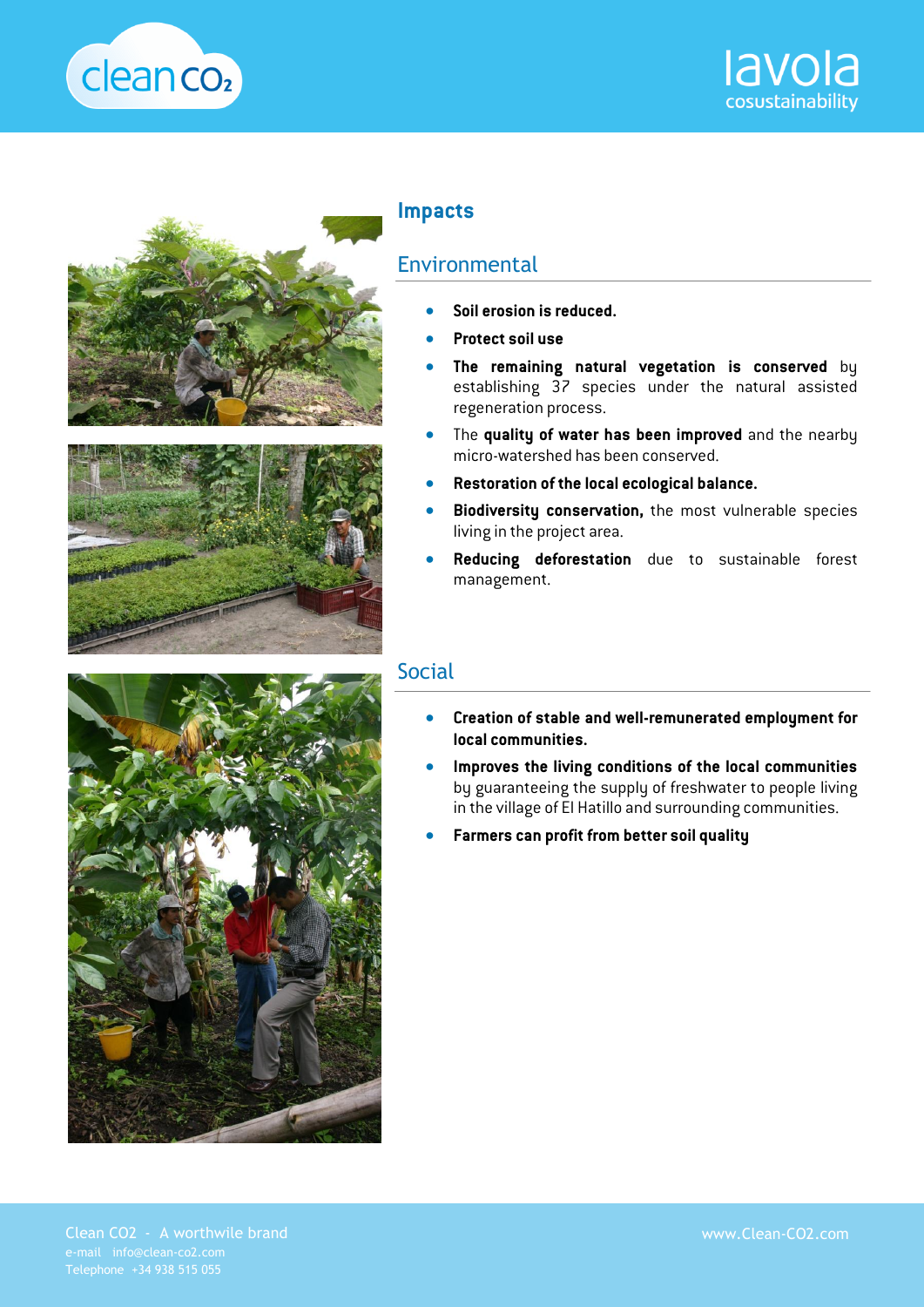## Impacts

### Environmental

- **Soil erosion is reduced.**
- **Protect soil use**
- **The remaining natural vegetation is conserved** by establishing 37 species under the natural assisted regeneration process.
- The **quality of water has been improved** and the nearby micro-watershed has been conserved.
- **Restoration of the local ecological balance.**
- **Biodiversity conservation,** the most vulnerable species living in the project area.
- **Reducing deforestation** due to sustainable forest management.

### Social

- **Creation of stable and well-remunerated employment for local communities.**
- **Improves the living conditions of the local communities** by guaranteeing the supply of freshwater to people living in the village of El Hatillo and surrounding communities.
- **Farmers can profit from better soil quality**